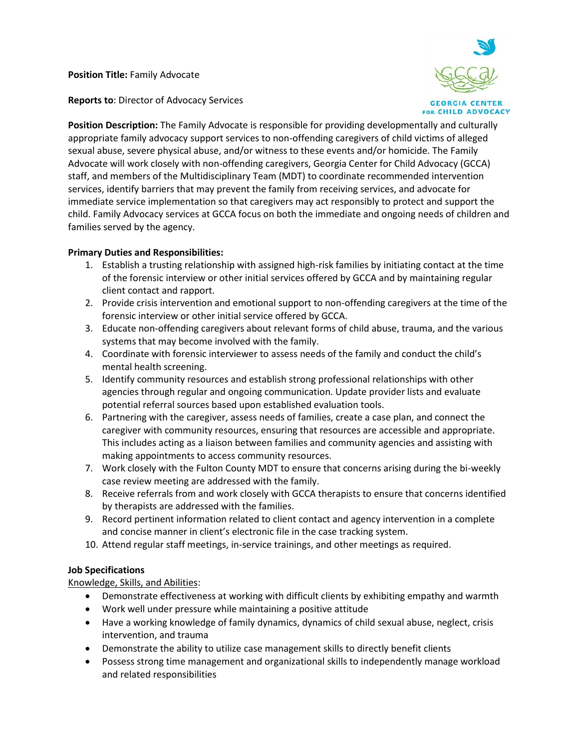**Position Title:** Family Advocate

**Reports to**: Director of Advocacy Services

GEORGIA CENTER FOR CHILD ADVOCACY

**Position Description:** The Family Advocate is responsible for providing developmentally and culturally appropriate family advocacy support services to non-offending caregivers of child victims of alleged sexual abuse, severe physical abuse, and/or witness to these events and/or homicide. The Family Advocate will work closely with non-offending caregivers, Georgia Center for Child Advocacy (GCCA) staff, and members of the Multidisciplinary Team (MDT) to coordinate recommended intervention services, identify barriers that may prevent the family from receiving services, and advocate for immediate service implementation so that caregivers may act responsibly to protect and support the child. Family Advocacy services at GCCA focus on both the immediate and ongoing needs of children and families served by the agency.

**Primary Duties and Responsibilities:**

1. Establish a trusting relationship with assigned high-risk families by initiating contact at the time of the forensic interview or other initial services offered by GCCA and by maintaining regular client contact and rapport.
2. Provide crisis intervention and emotional support to non-offending caregivers at the time of the forensic interview or other initial service offered by GCCA.
3. Educate non-offending caregivers about relevant forms of child abuse, trauma, and the various systems that may become involved with the family.
4. Coordinate with forensic interviewer to assess needs of the family and conduct the child's mental health screening.
5. Identify community resources and establish strong professional relationships with other agencies through regular and ongoing communication. Update provider lists and evaluate potential referral sources based upon established evaluation tools.
6. Partnering with the caregiver, assess needs of families, create a case plan, and connect the caregiver with community resources, ensuring that resources are accessible and appropriate. This includes acting as a liaison between families and community agencies and assisting with making appointments to access community resources.
7. Work closely with the Fulton County MDT to ensure that concerns arising during the bi-weekly case review meeting are addressed with the family.
8. Receive referrals from and work closely with GCCA therapists to ensure that concerns identified by therapists are addressed with the families.
9. Record pertinent information related to client contact and agency intervention in a complete and concise manner in client's electronic file in the case tracking system.
10. Attend regular staff meetings, in-service trainings, and other meetings as required.

**Job Specifications**

Knowledge, Skills, and Abilities:

- Demonstrate effectiveness at working with difficult clients by exhibiting empathy and warmth
- Work well under pressure while maintaining a positive attitude
- Have a working knowledge of family dynamics, dynamics of child sexual abuse, neglect, crisis intervention, and trauma
- Demonstrate the ability to utilize case management skills to directly benefit clients
- Possess strong time management and organizational skills to independently manage workload and related responsibilities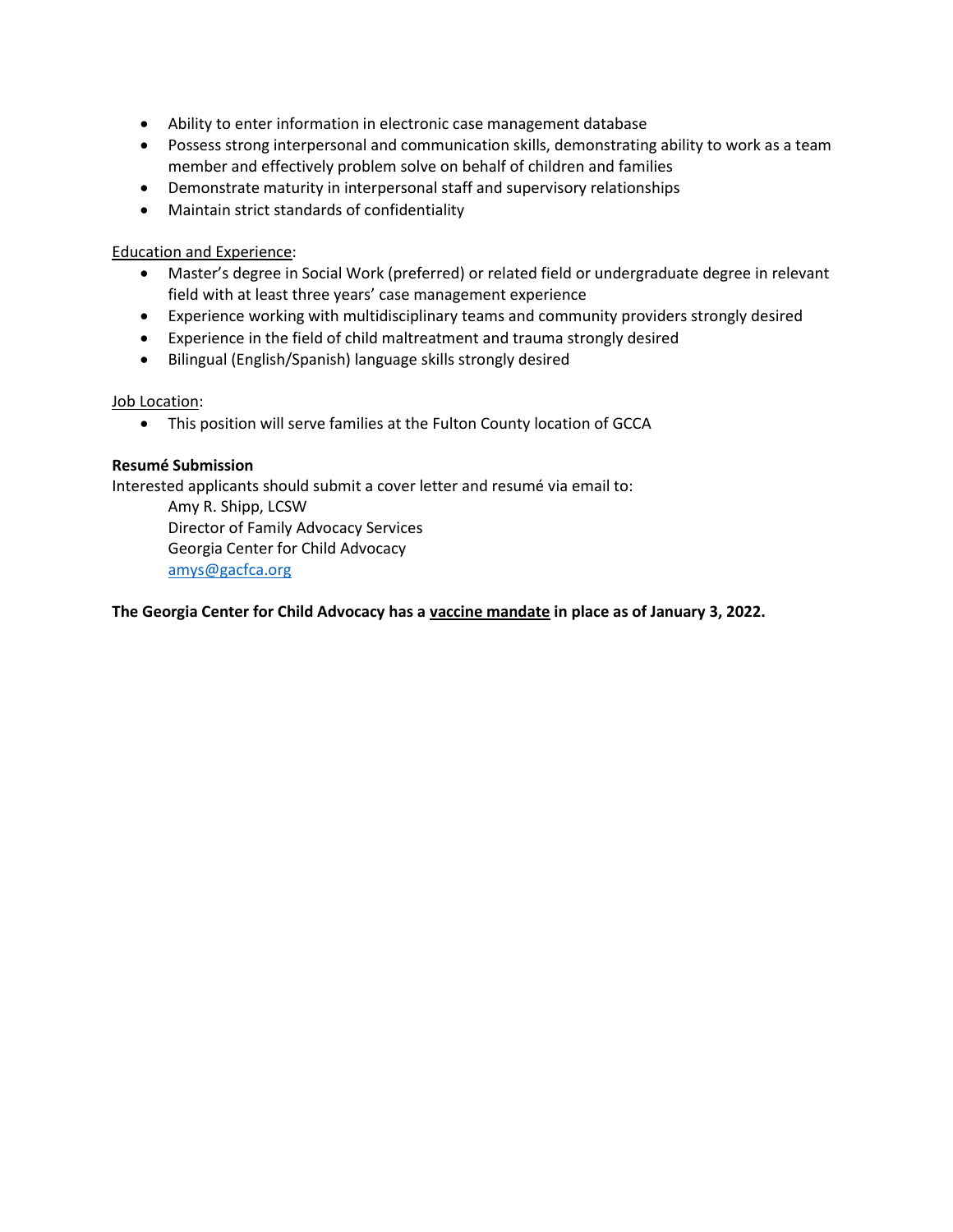- Ability to enter information in electronic case management database
- Possess strong interpersonal and communication skills, demonstrating ability to work as a team member and effectively problem solve on behalf of children and families
- Demonstrate maturity in interpersonal staff and supervisory relationships
- Maintain strict standards of confidentiality

Education and Experience:

- Master's degree in Social Work (preferred) or related field or undergraduate degree in relevant field with at least three years' case management experience
- Experience working with multidisciplinary teams and community providers strongly desired
- Experience in the field of child maltreatment and trauma strongly desired
- Bilingual (English/Spanish) language skills strongly desired

Job Location:

- This position will serve families at the Fulton County location of GCCA

**Resumé Submission**

Interested applicants should submit a cover letter and resumé via email to:

Amy R. Shipp, LCSW
Director of Family Advocacy Services
Georgia Center for Child Advocacy
amys@gacfca.org

**The Georgia Center for Child Advocacy has a vaccine mandate in place as of January 3, 2022.**